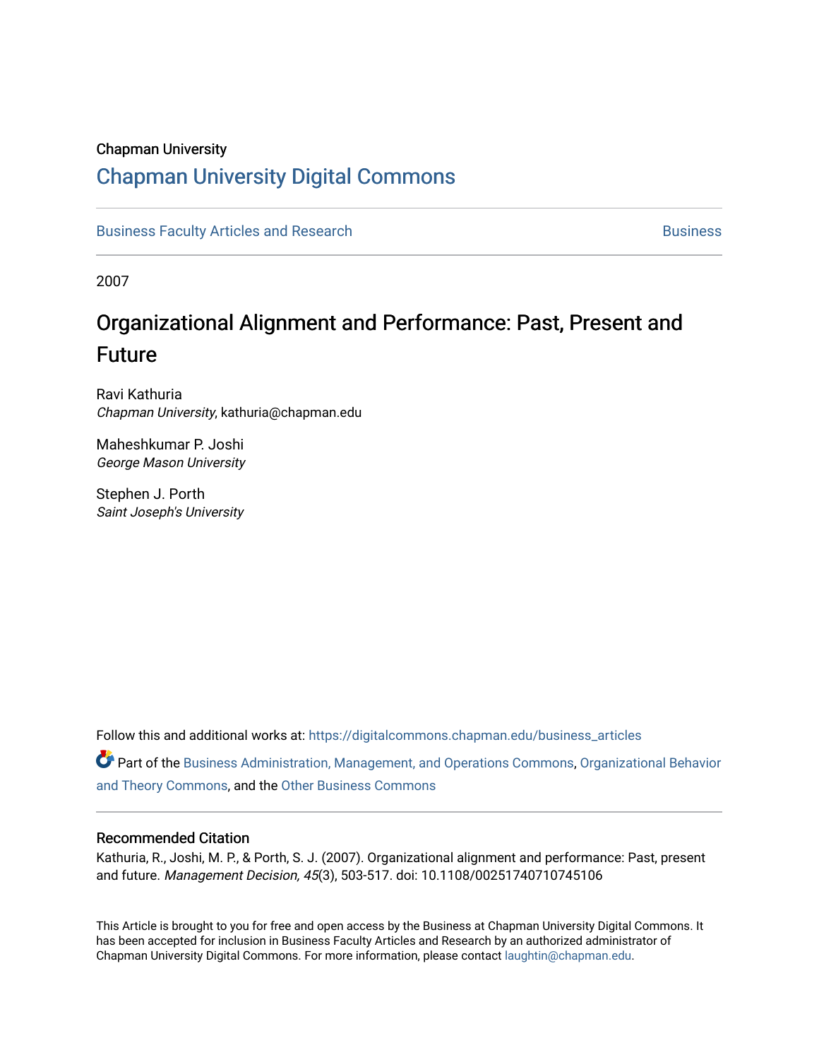Chapman University

# Chapman University Digital Commons

Business Faculty Articles and Research | Business

2007

## Organizational Alignment and Performance: Past, Present and Future

Ravi Kathuria
*Chapman University*, kathuria@chapman.edu

Maheshkumar P. Joshi
*George Mason University*

Stephen J. Porth
*Saint Joseph's University*

Follow this and additional works at: https://digitalcommons.chapman.edu/business_articles

Part of the Business Administration, Management, and Operations Commons, Organizational Behavior and Theory Commons, and the Other Business Commons

### Recommended Citation

Kathuria, R., Joshi, M. P., & Porth, S. J. (2007). Organizational alignment and performance: Past, present and future. *Management Decision, 45*(3), 503-517. doi: 10.1108/00251740710745106

This Article is brought to you for free and open access by the Business at Chapman University Digital Commons. It has been accepted for inclusion in Business Faculty Articles and Research by an authorized administrator of Chapman University Digital Commons. For more information, please contact laughtin@chapman.edu.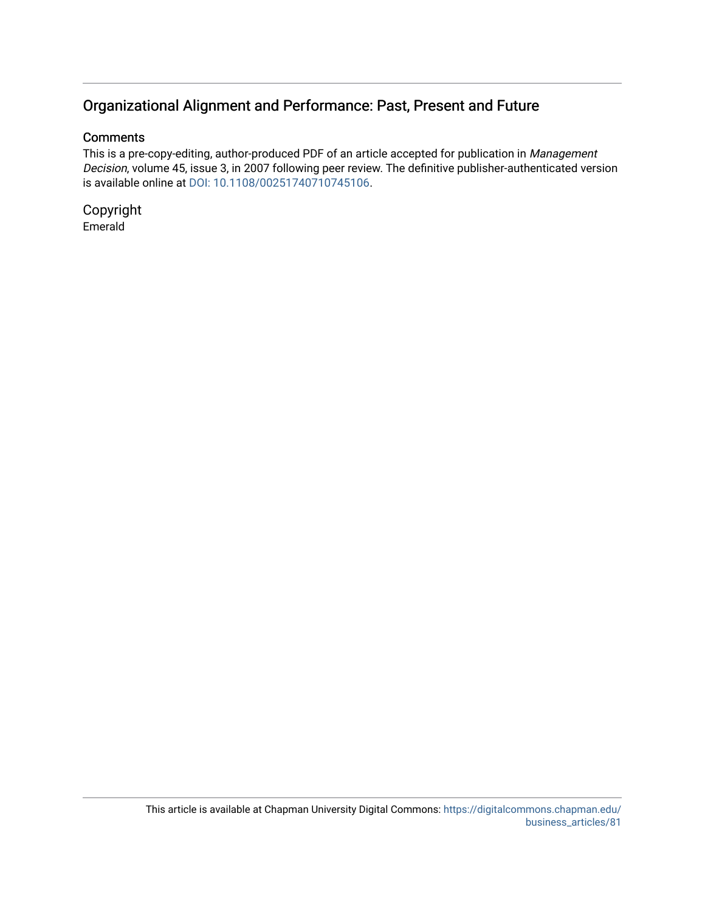# Organizational Alignment and Performance: Past, Present and Future

## Comments

This is a pre-copy-editing, author-produced PDF of an article accepted for publication in *Management Decision*, volume 45, issue 3, in 2007 following peer review. The definitive publisher-authenticated version is available online at DOI: 10.1108/00251740710745106.

## Copyright

Emerald

This article is available at Chapman University Digital Commons: https://digitalcommons.chapman.edu/business_articles/81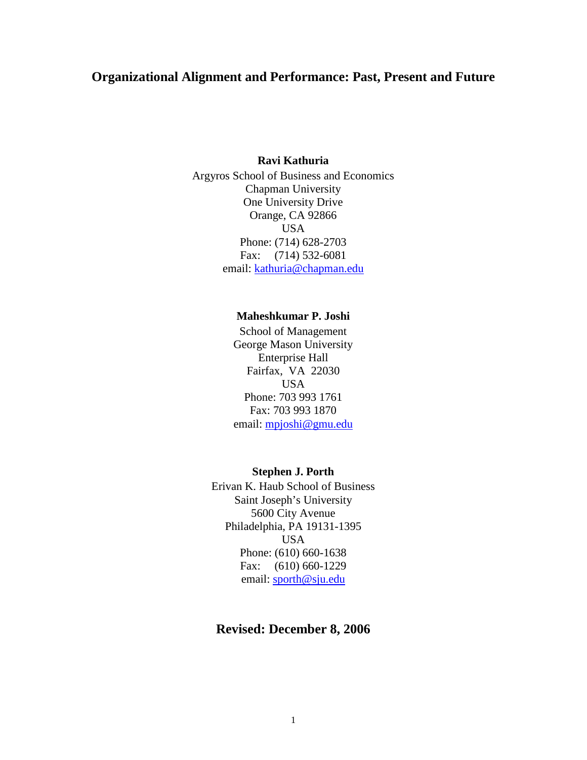# Organizational Alignment and Performance: Past, Present and Future

**Ravi Kathuria**
Argyros School of Business and Economics
Chapman University
One University Drive
Orange, CA 92866
USA
Phone: (714) 628-2703
Fax: (714) 532-6081
email: kathuria@chapman.edu

**Maheshkumar P. Joshi**
School of Management
George Mason University
Enterprise Hall
Fairfax, VA 22030
USA
Phone: 703 993 1761
Fax: 703 993 1870
email: mpjoshi@gmu.edu

**Stephen J. Porth**
Erivan K. Haub School of Business
Saint Joseph's University
5600 City Avenue
Philadelphia, PA 19131-1395
USA
Phone: (610) 660-1638
Fax: (610) 660-1229
email: sporth@sju.edu

**Revised: December 8, 2006**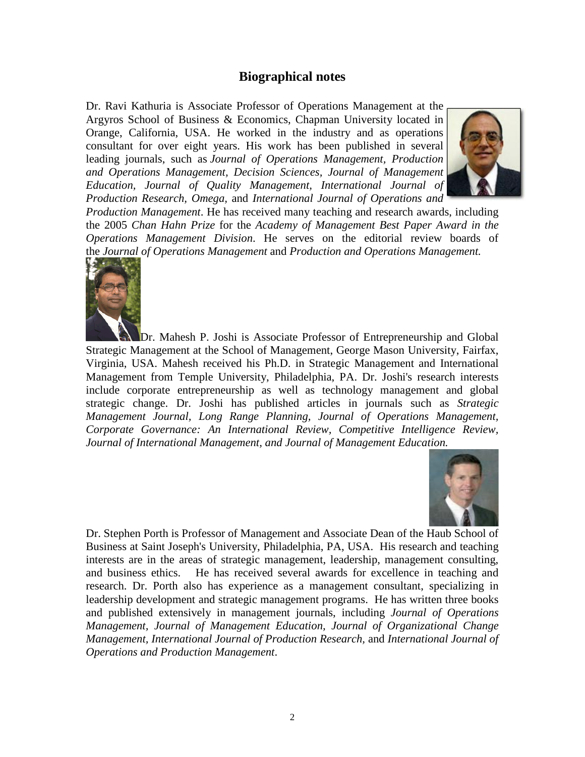## Biographical notes

Dr. Ravi Kathuria is Associate Professor of Operations Management at the Argyros School of Business & Economics, Chapman University located in Orange, California, USA. He worked in the industry and as operations consultant for over eight years. His work has been published in several leading journals, such as *Journal of Operations Management, Production and Operations Management, Decision Sciences, Journal of Management Education, Journal of Quality Management, International Journal of Production Research, Omega,* and *International Journal of Operations and Production Management*. He has received many teaching and research awards, including the 2005 *Chan Hahn Prize* for the *Academy of Management Best Paper Award in the Operations Management Division*. He serves on the editorial review boards of the *Journal of Operations Management* and *Production and Operations Management.*

Dr. Mahesh P. Joshi is Associate Professor of Entrepreneurship and Global Strategic Management at the School of Management, George Mason University, Fairfax, Virginia, USA. Mahesh received his Ph.D. in Strategic Management and International Management from Temple University, Philadelphia, PA. Dr. Joshi's research interests include corporate entrepreneurship as well as technology management and global strategic change. Dr. Joshi has published articles in journals such as *Strategic Management Journal, Long Range Planning, Journal of Operations Management, Corporate Governance: An International Review, Competitive Intelligence Review, Journal of International Management, and Journal of Management Education.*

Dr. Stephen Porth is Professor of Management and Associate Dean of the Haub School of Business at Saint Joseph's University, Philadelphia, PA, USA. His research and teaching interests are in the areas of strategic management, leadership, management consulting, and business ethics. He has received several awards for excellence in teaching and research. Dr. Porth also has experience as a management consultant, specializing in leadership development and strategic management programs. He has written three books and published extensively in management journals, including *Journal of Operations Management, Journal of Management Education, Journal of Organizational Change Management, International Journal of Production Research,* and *International Journal of Operations and Production Management*.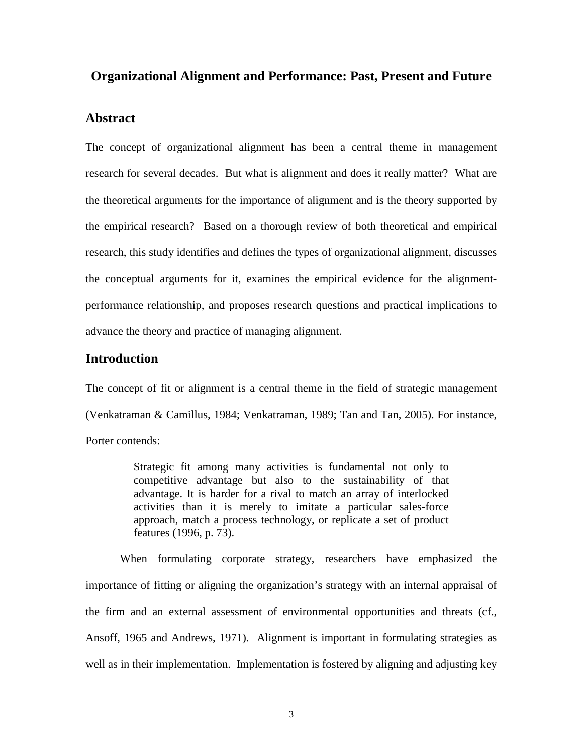# Organizational Alignment and Performance: Past, Present and Future

## Abstract

The concept of organizational alignment has been a central theme in management research for several decades. But what is alignment and does it really matter? What are the theoretical arguments for the importance of alignment and is the theory supported by the empirical research? Based on a thorough review of both theoretical and empirical research, this study identifies and defines the types of organizational alignment, discusses the conceptual arguments for it, examines the empirical evidence for the alignment-performance relationship, and proposes research questions and practical implications to advance the theory and practice of managing alignment.

## Introduction

The concept of fit or alignment is a central theme in the field of strategic management (Venkatraman & Camillus, 1984; Venkatraman, 1989; Tan and Tan, 2005). For instance, Porter contends:

> Strategic fit among many activities is fundamental not only to competitive advantage but also to the sustainability of that advantage. It is harder for a rival to match an array of interlocked activities than it is merely to imitate a particular sales-force approach, match a process technology, or replicate a set of product features (1996, p. 73).

When formulating corporate strategy, researchers have emphasized the importance of fitting or aligning the organization's strategy with an internal appraisal of the firm and an external assessment of environmental opportunities and threats (cf., Ansoff, 1965 and Andrews, 1971). Alignment is important in formulating strategies as well as in their implementation. Implementation is fostered by aligning and adjusting key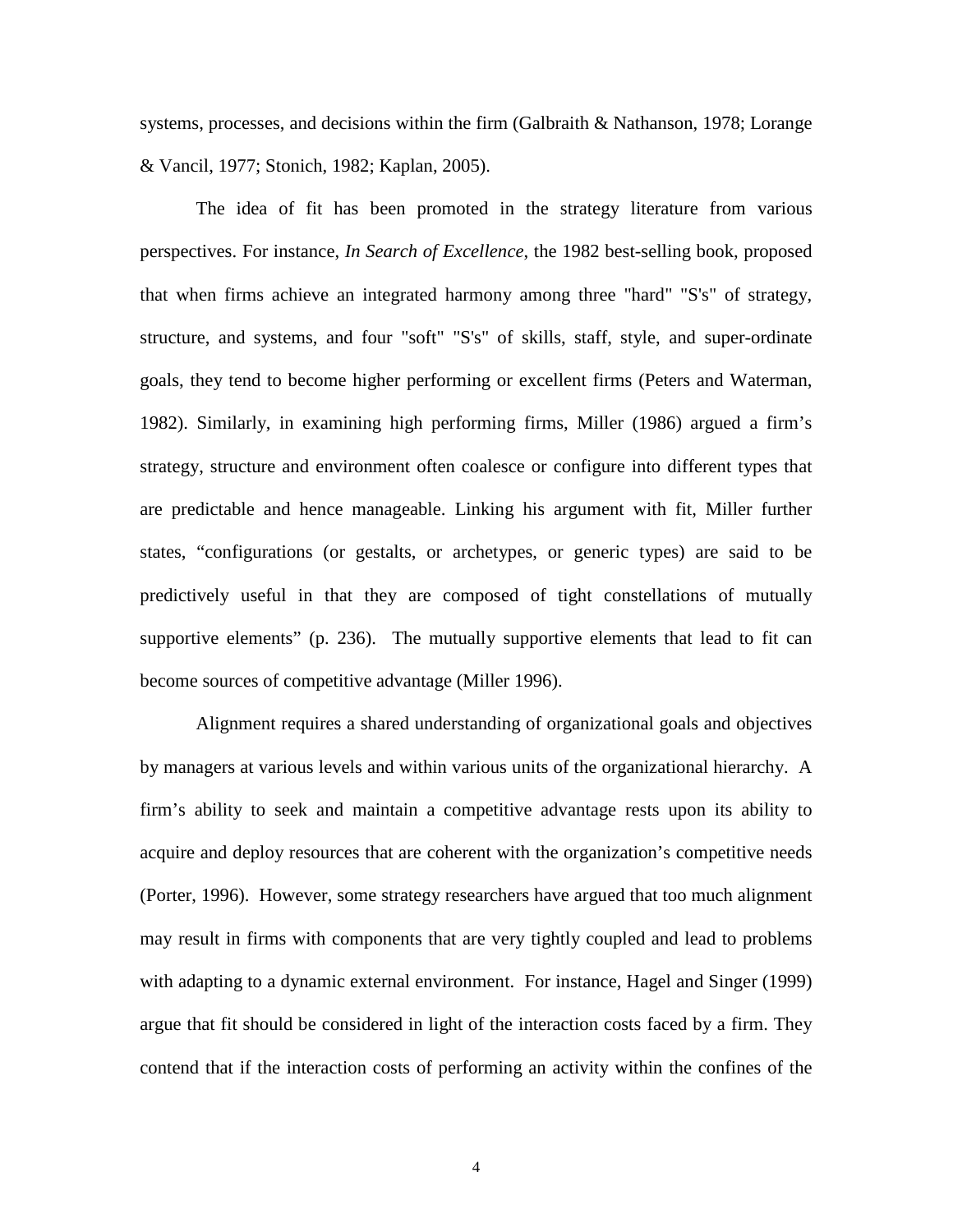systems, processes, and decisions within the firm (Galbraith & Nathanson, 1978; Lorange & Vancil, 1977; Stonich, 1982; Kaplan, 2005).

The idea of fit has been promoted in the strategy literature from various perspectives. For instance, *In Search of Excellence*, the 1982 best-selling book, proposed that when firms achieve an integrated harmony among three "hard" "S's" of strategy, structure, and systems, and four "soft" "S's" of skills, staff, style, and super-ordinate goals, they tend to become higher performing or excellent firms (Peters and Waterman, 1982). Similarly, in examining high performing firms, Miller (1986) argued a firm's strategy, structure and environment often coalesce or configure into different types that are predictable and hence manageable. Linking his argument with fit, Miller further states, "configurations (or gestalts, or archetypes, or generic types) are said to be predictively useful in that they are composed of tight constellations of mutually supportive elements" (p. 236). The mutually supportive elements that lead to fit can become sources of competitive advantage (Miller 1996).

Alignment requires a shared understanding of organizational goals and objectives by managers at various levels and within various units of the organizational hierarchy. A firm's ability to seek and maintain a competitive advantage rests upon its ability to acquire and deploy resources that are coherent with the organization's competitive needs (Porter, 1996). However, some strategy researchers have argued that too much alignment may result in firms with components that are very tightly coupled and lead to problems with adapting to a dynamic external environment. For instance, Hagel and Singer (1999) argue that fit should be considered in light of the interaction costs faced by a firm. They contend that if the interaction costs of performing an activity within the confines of the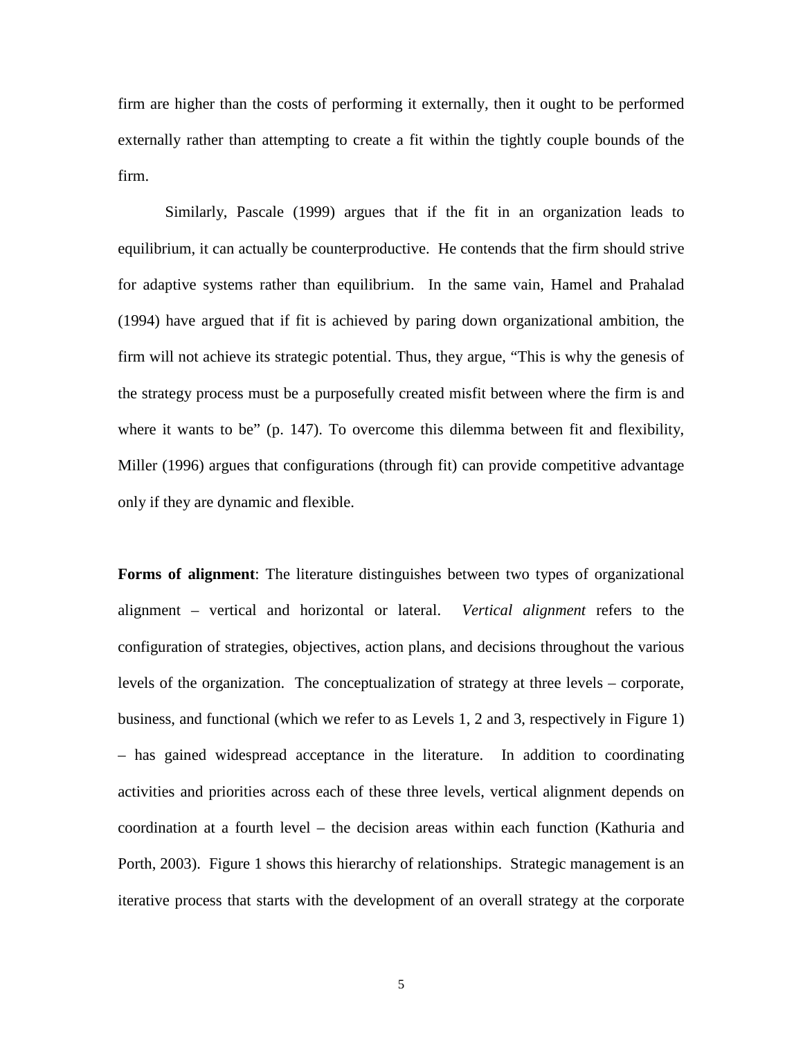firm are higher than the costs of performing it externally, then it ought to be performed externally rather than attempting to create a fit within the tightly couple bounds of the firm.

Similarly, Pascale (1999) argues that if the fit in an organization leads to equilibrium, it can actually be counterproductive. He contends that the firm should strive for adaptive systems rather than equilibrium. In the same vain, Hamel and Prahalad (1994) have argued that if fit is achieved by paring down organizational ambition, the firm will not achieve its strategic potential. Thus, they argue, "This is why the genesis of the strategy process must be a purposefully created misfit between where the firm is and where it wants to be" (p. 147). To overcome this dilemma between fit and flexibility, Miller (1996) argues that configurations (through fit) can provide competitive advantage only if they are dynamic and flexible.

**Forms of alignment**: The literature distinguishes between two types of organizational alignment – vertical and horizontal or lateral. *Vertical alignment* refers to the configuration of strategies, objectives, action plans, and decisions throughout the various levels of the organization. The conceptualization of strategy at three levels – corporate, business, and functional (which we refer to as Levels 1, 2 and 3, respectively in Figure 1) – has gained widespread acceptance in the literature. In addition to coordinating activities and priorities across each of these three levels, vertical alignment depends on coordination at a fourth level – the decision areas within each function (Kathuria and Porth, 2003). Figure 1 shows this hierarchy of relationships. Strategic management is an iterative process that starts with the development of an overall strategy at the corporate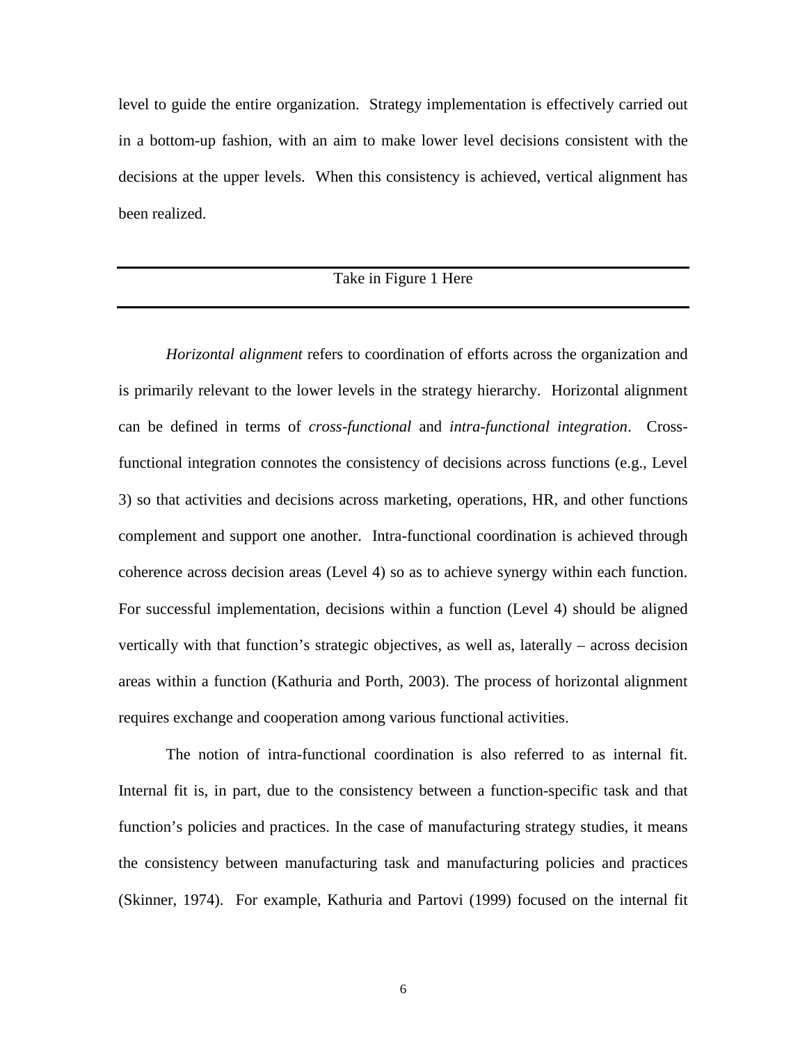level to guide the entire organization. Strategy implementation is effectively carried out in a bottom-up fashion, with an aim to make lower level decisions consistent with the decisions at the upper levels. When this consistency is achieved, vertical alignment has been realized.

---

Take in Figure 1 Here

---

*Horizontal alignment* refers to coordination of efforts across the organization and is primarily relevant to the lower levels in the strategy hierarchy. Horizontal alignment can be defined in terms of *cross-functional* and *intra-functional integration*. Cross-functional integration connotes the consistency of decisions across functions (e.g., Level 3) so that activities and decisions across marketing, operations, HR, and other functions complement and support one another. Intra-functional coordination is achieved through coherence across decision areas (Level 4) so as to achieve synergy within each function. For successful implementation, decisions within a function (Level 4) should be aligned vertically with that function's strategic objectives, as well as, laterally – across decision areas within a function (Kathuria and Porth, 2003). The process of horizontal alignment requires exchange and cooperation among various functional activities.

The notion of intra-functional coordination is also referred to as internal fit. Internal fit is, in part, due to the consistency between a function-specific task and that function's policies and practices. In the case of manufacturing strategy studies, it means the consistency between manufacturing task and manufacturing policies and practices (Skinner, 1974). For example, Kathuria and Partovi (1999) focused on the internal fit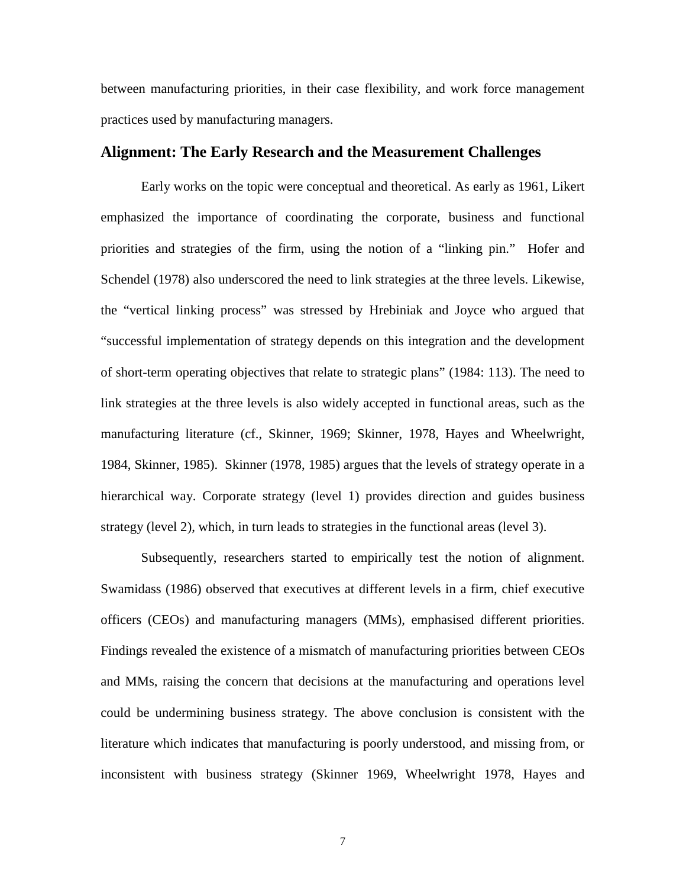between manufacturing priorities, in their case flexibility, and work force management practices used by manufacturing managers.

## Alignment: The Early Research and the Measurement Challenges

Early works on the topic were conceptual and theoretical. As early as 1961, Likert emphasized the importance of coordinating the corporate, business and functional priorities and strategies of the firm, using the notion of a "linking pin." Hofer and Schendel (1978) also underscored the need to link strategies at the three levels. Likewise, the "vertical linking process" was stressed by Hrebiniak and Joyce who argued that "successful implementation of strategy depends on this integration and the development of short-term operating objectives that relate to strategic plans" (1984: 113). The need to link strategies at the three levels is also widely accepted in functional areas, such as the manufacturing literature (cf., Skinner, 1969; Skinner, 1978, Hayes and Wheelwright, 1984, Skinner, 1985). Skinner (1978, 1985) argues that the levels of strategy operate in a hierarchical way. Corporate strategy (level 1) provides direction and guides business strategy (level 2), which, in turn leads to strategies in the functional areas (level 3).

Subsequently, researchers started to empirically test the notion of alignment. Swamidass (1986) observed that executives at different levels in a firm, chief executive officers (CEOs) and manufacturing managers (MMs), emphasised different priorities. Findings revealed the existence of a mismatch of manufacturing priorities between CEOs and MMs, raising the concern that decisions at the manufacturing and operations level could be undermining business strategy. The above conclusion is consistent with the literature which indicates that manufacturing is poorly understood, and missing from, or inconsistent with business strategy (Skinner 1969, Wheelwright 1978, Hayes and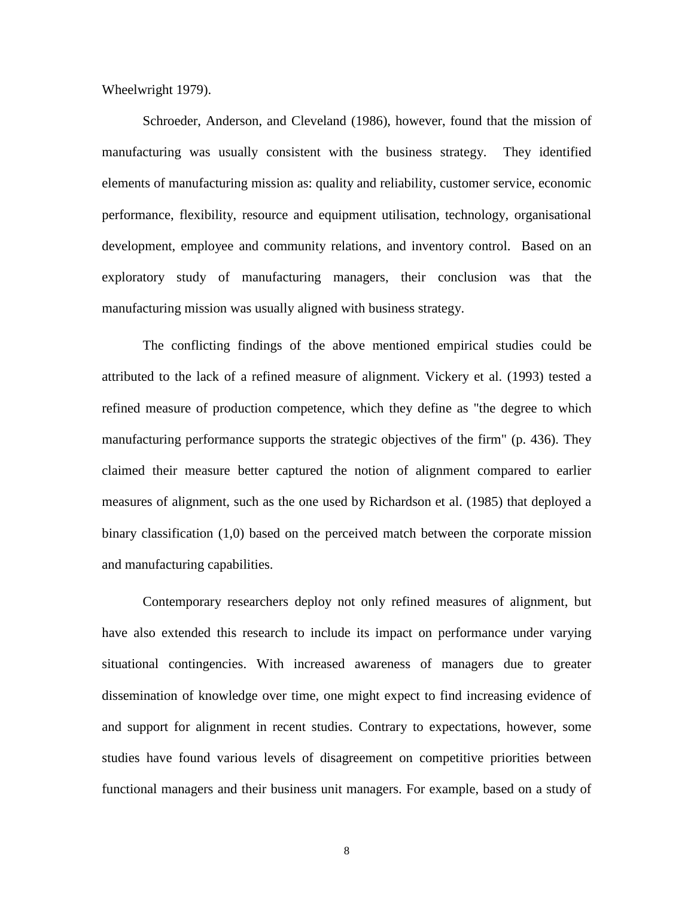Wheelwright 1979).

Schroeder, Anderson, and Cleveland (1986), however, found that the mission of manufacturing was usually consistent with the business strategy. They identified elements of manufacturing mission as: quality and reliability, customer service, economic performance, flexibility, resource and equipment utilisation, technology, organisational development, employee and community relations, and inventory control. Based on an exploratory study of manufacturing managers, their conclusion was that the manufacturing mission was usually aligned with business strategy.

The conflicting findings of the above mentioned empirical studies could be attributed to the lack of a refined measure of alignment. Vickery et al. (1993) tested a refined measure of production competence, which they define as "the degree to which manufacturing performance supports the strategic objectives of the firm" (p. 436). They claimed their measure better captured the notion of alignment compared to earlier measures of alignment, such as the one used by Richardson et al. (1985) that deployed a binary classification (1,0) based on the perceived match between the corporate mission and manufacturing capabilities.

Contemporary researchers deploy not only refined measures of alignment, but have also extended this research to include its impact on performance under varying situational contingencies. With increased awareness of managers due to greater dissemination of knowledge over time, one might expect to find increasing evidence of and support for alignment in recent studies. Contrary to expectations, however, some studies have found various levels of disagreement on competitive priorities between functional managers and their business unit managers. For example, based on a study of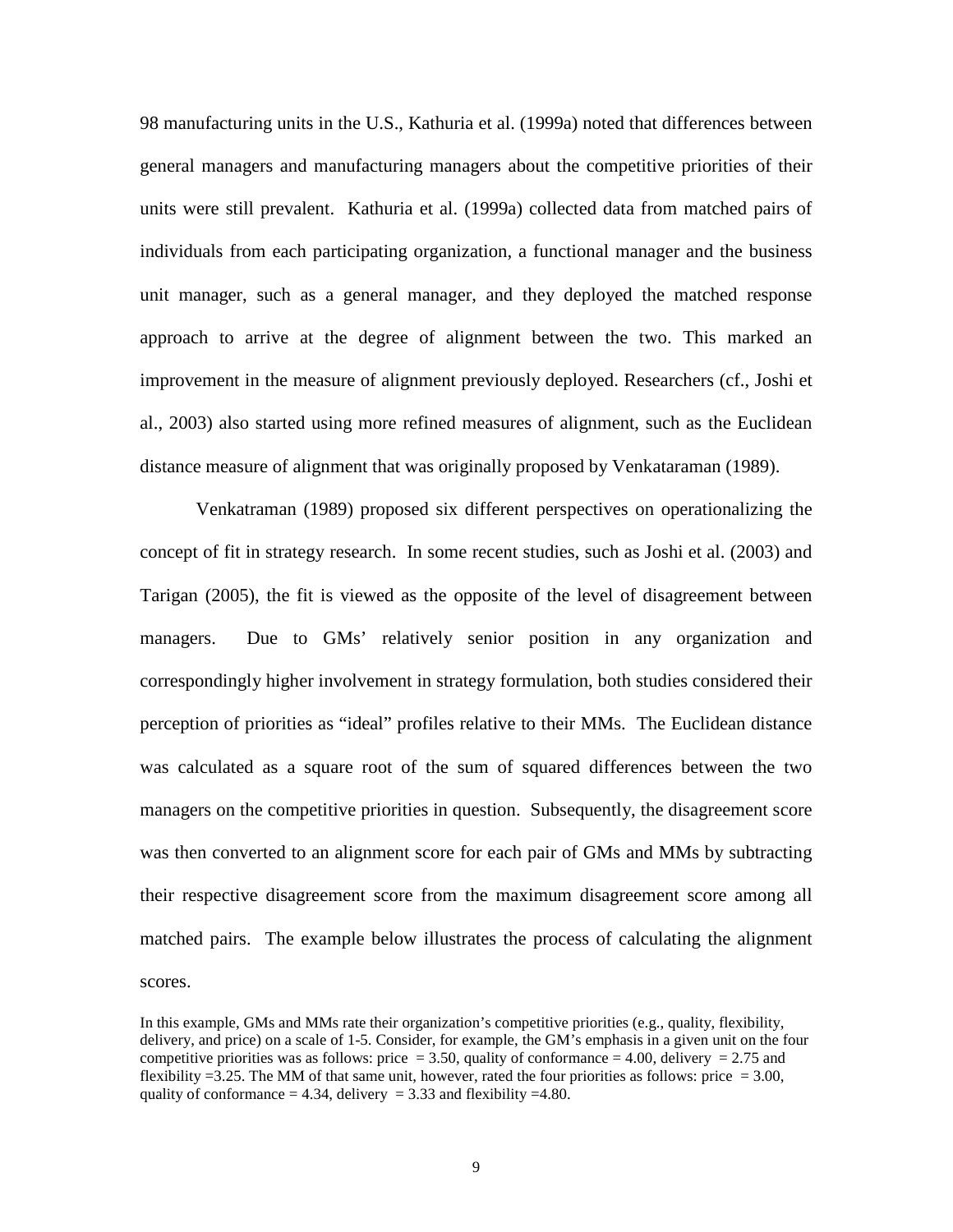98 manufacturing units in the U.S., Kathuria et al. (1999a) noted that differences between general managers and manufacturing managers about the competitive priorities of their units were still prevalent. Kathuria et al. (1999a) collected data from matched pairs of individuals from each participating organization, a functional manager and the business unit manager, such as a general manager, and they deployed the matched response approach to arrive at the degree of alignment between the two. This marked an improvement in the measure of alignment previously deployed. Researchers (cf., Joshi et al., 2003) also started using more refined measures of alignment, such as the Euclidean distance measure of alignment that was originally proposed by Venkataraman (1989).

Venkatraman (1989) proposed six different perspectives on operationalizing the concept of fit in strategy research. In some recent studies, such as Joshi et al. (2003) and Tarigan (2005), the fit is viewed as the opposite of the level of disagreement between managers. Due to GMs' relatively senior position in any organization and correspondingly higher involvement in strategy formulation, both studies considered their perception of priorities as "ideal" profiles relative to their MMs. The Euclidean distance was calculated as a square root of the sum of squared differences between the two managers on the competitive priorities in question. Subsequently, the disagreement score was then converted to an alignment score for each pair of GMs and MMs by subtracting their respective disagreement score from the maximum disagreement score among all matched pairs. The example below illustrates the process of calculating the alignment scores.

In this example, GMs and MMs rate their organization's competitive priorities (e.g., quality, flexibility, delivery, and price) on a scale of 1-5. Consider, for example, the GM's emphasis in a given unit on the four competitive priorities was as follows: price = 3.50, quality of conformance = 4.00, delivery = 2.75 and flexibility =3.25. The MM of that same unit, however, rated the four priorities as follows: price = 3.00, quality of conformance = 4.34, delivery = 3.33 and flexibility =4.80.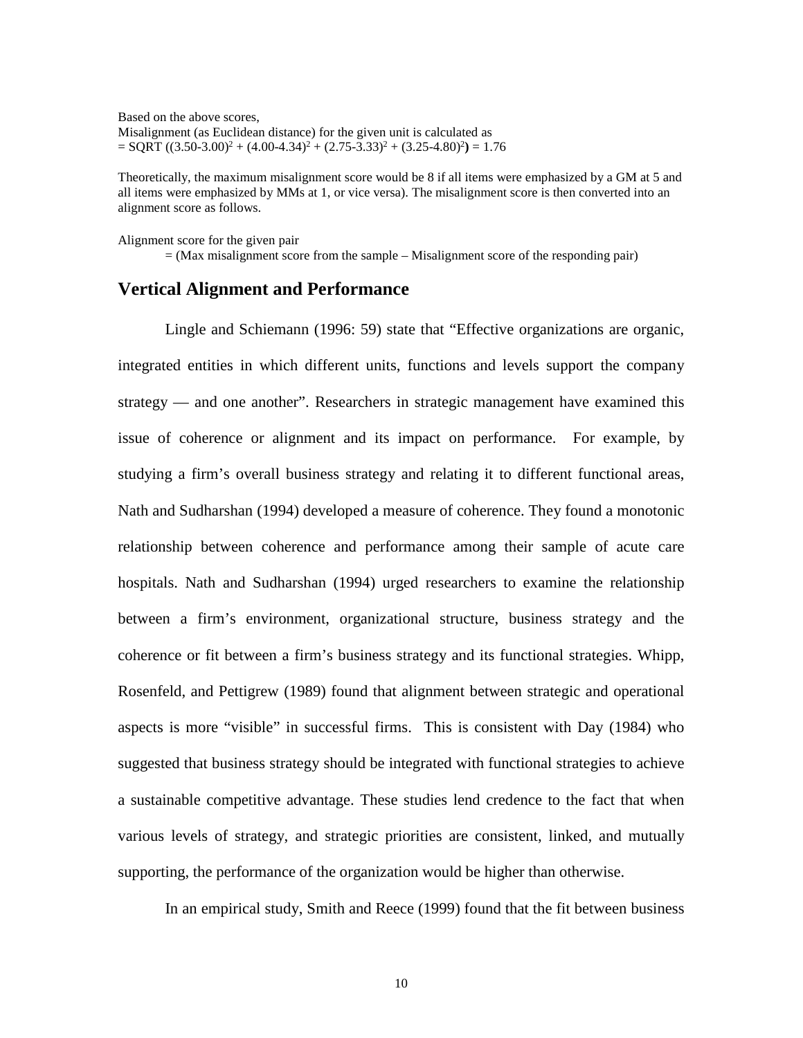Based on the above scores,
Misalignment (as Euclidean distance) for the given unit is calculated as
$= \text{SQRT}\left((3.50-3.00)^2 + (4.00-4.34)^2 + (2.75-3.33)^2 + (3.25-4.80)^2\right) = 1.76$

Theoretically, the maximum misalignment score would be 8 if all items were emphasized by a GM at 5 and all items were emphasized by MMs at 1, or vice versa). The misalignment score is then converted into an alignment score as follows.

Alignment score for the given pair
= (Max misalignment score from the sample – Misalignment score of the responding pair)

## Vertical Alignment and Performance

Lingle and Schiemann (1996: 59) state that "Effective organizations are organic, integrated entities in which different units, functions and levels support the company strategy — and one another". Researchers in strategic management have examined this issue of coherence or alignment and its impact on performance. For example, by studying a firm's overall business strategy and relating it to different functional areas, Nath and Sudharshan (1994) developed a measure of coherence. They found a monotonic relationship between coherence and performance among their sample of acute care hospitals. Nath and Sudharshan (1994) urged researchers to examine the relationship between a firm's environment, organizational structure, business strategy and the coherence or fit between a firm's business strategy and its functional strategies. Whipp, Rosenfeld, and Pettigrew (1989) found that alignment between strategic and operational aspects is more "visible" in successful firms. This is consistent with Day (1984) who suggested that business strategy should be integrated with functional strategies to achieve a sustainable competitive advantage. These studies lend credence to the fact that when various levels of strategy, and strategic priorities are consistent, linked, and mutually supporting, the performance of the organization would be higher than otherwise.

In an empirical study, Smith and Reece (1999) found that the fit between business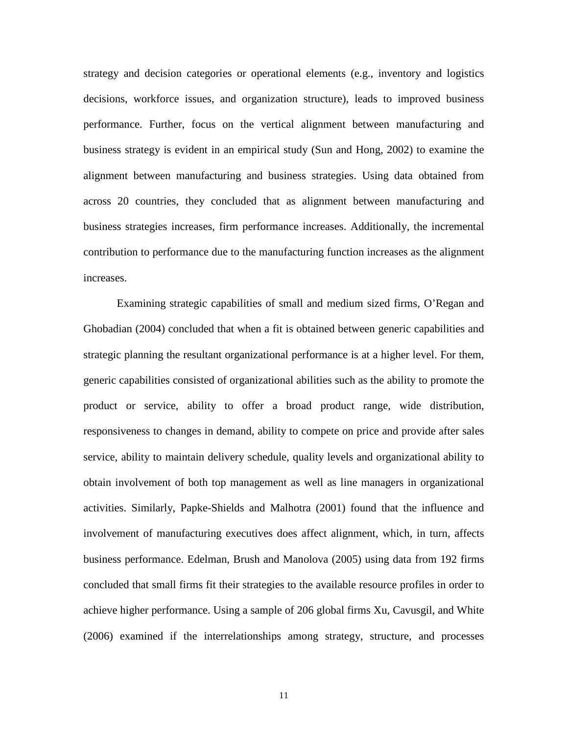strategy and decision categories or operational elements (e.g., inventory and logistics decisions, workforce issues, and organization structure), leads to improved business performance. Further, focus on the vertical alignment between manufacturing and business strategy is evident in an empirical study (Sun and Hong, 2002) to examine the alignment between manufacturing and business strategies. Using data obtained from across 20 countries, they concluded that as alignment between manufacturing and business strategies increases, firm performance increases. Additionally, the incremental contribution to performance due to the manufacturing function increases as the alignment increases.

Examining strategic capabilities of small and medium sized firms, O'Regan and Ghobadian (2004) concluded that when a fit is obtained between generic capabilities and strategic planning the resultant organizational performance is at a higher level. For them, generic capabilities consisted of organizational abilities such as the ability to promote the product or service, ability to offer a broad product range, wide distribution, responsiveness to changes in demand, ability to compete on price and provide after sales service, ability to maintain delivery schedule, quality levels and organizational ability to obtain involvement of both top management as well as line managers in organizational activities. Similarly, Papke-Shields and Malhotra (2001) found that the influence and involvement of manufacturing executives does affect alignment, which, in turn, affects business performance. Edelman, Brush and Manolova (2005) using data from 192 firms concluded that small firms fit their strategies to the available resource profiles in order to achieve higher performance. Using a sample of 206 global firms Xu, Cavusgil, and White (2006) examined if the interrelationships among strategy, structure, and processes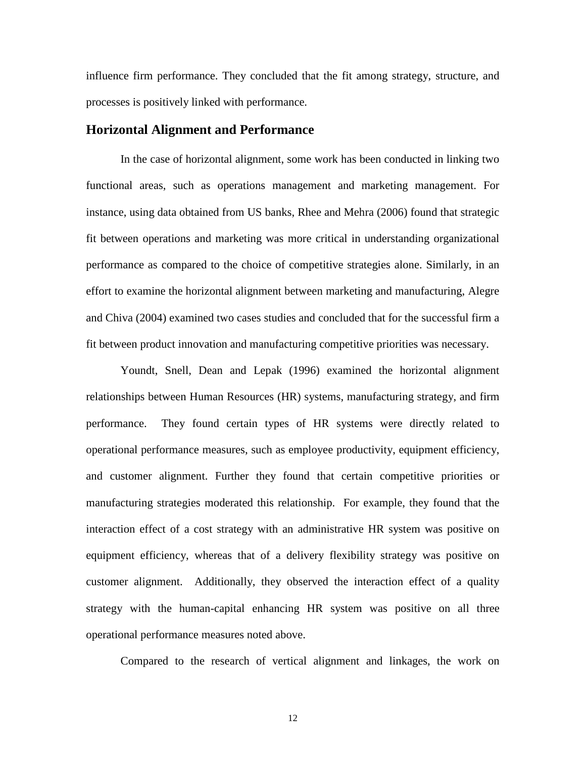influence firm performance. They concluded that the fit among strategy, structure, and processes is positively linked with performance.

## Horizontal Alignment and Performance

In the case of horizontal alignment, some work has been conducted in linking two functional areas, such as operations management and marketing management. For instance, using data obtained from US banks, Rhee and Mehra (2006) found that strategic fit between operations and marketing was more critical in understanding organizational performance as compared to the choice of competitive strategies alone. Similarly, in an effort to examine the horizontal alignment between marketing and manufacturing, Alegre and Chiva (2004) examined two cases studies and concluded that for the successful firm a fit between product innovation and manufacturing competitive priorities was necessary.

Youndt, Snell, Dean and Lepak (1996) examined the horizontal alignment relationships between Human Resources (HR) systems, manufacturing strategy, and firm performance. They found certain types of HR systems were directly related to operational performance measures, such as employee productivity, equipment efficiency, and customer alignment. Further they found that certain competitive priorities or manufacturing strategies moderated this relationship. For example, they found that the interaction effect of a cost strategy with an administrative HR system was positive on equipment efficiency, whereas that of a delivery flexibility strategy was positive on customer alignment. Additionally, they observed the interaction effect of a quality strategy with the human-capital enhancing HR system was positive on all three operational performance measures noted above.

Compared to the research of vertical alignment and linkages, the work on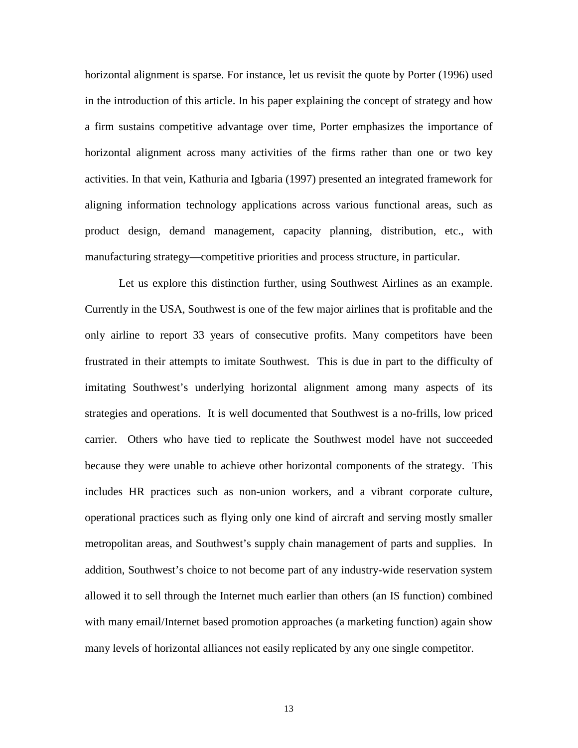horizontal alignment is sparse. For instance, let us revisit the quote by Porter (1996) used in the introduction of this article. In his paper explaining the concept of strategy and how a firm sustains competitive advantage over time, Porter emphasizes the importance of horizontal alignment across many activities of the firms rather than one or two key activities. In that vein, Kathuria and Igbaria (1997) presented an integrated framework for aligning information technology applications across various functional areas, such as product design, demand management, capacity planning, distribution, etc., with manufacturing strategy—competitive priorities and process structure, in particular.

Let us explore this distinction further, using Southwest Airlines as an example. Currently in the USA, Southwest is one of the few major airlines that is profitable and the only airline to report 33 years of consecutive profits. Many competitors have been frustrated in their attempts to imitate Southwest. This is due in part to the difficulty of imitating Southwest's underlying horizontal alignment among many aspects of its strategies and operations. It is well documented that Southwest is a no-frills, low priced carrier. Others who have tied to replicate the Southwest model have not succeeded because they were unable to achieve other horizontal components of the strategy. This includes HR practices such as non-union workers, and a vibrant corporate culture, operational practices such as flying only one kind of aircraft and serving mostly smaller metropolitan areas, and Southwest's supply chain management of parts and supplies. In addition, Southwest's choice to not become part of any industry-wide reservation system allowed it to sell through the Internet much earlier than others (an IS function) combined with many email/Internet based promotion approaches (a marketing function) again show many levels of horizontal alliances not easily replicated by any one single competitor.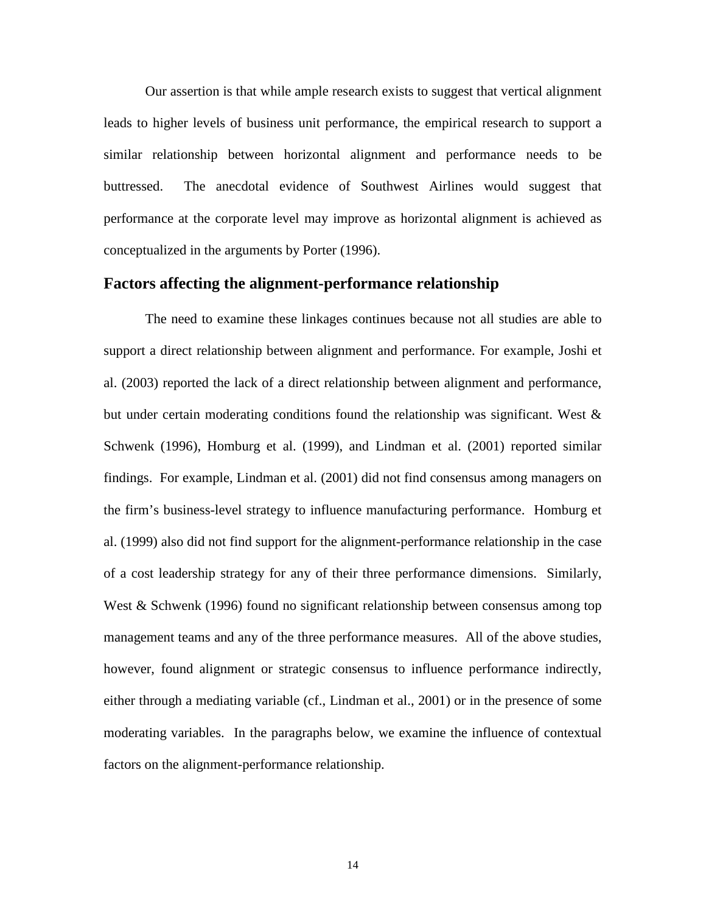Our assertion is that while ample research exists to suggest that vertical alignment leads to higher levels of business unit performance, the empirical research to support a similar relationship between horizontal alignment and performance needs to be buttressed. The anecdotal evidence of Southwest Airlines would suggest that performance at the corporate level may improve as horizontal alignment is achieved as conceptualized in the arguments by Porter (1996).

## Factors affecting the alignment-performance relationship

The need to examine these linkages continues because not all studies are able to support a direct relationship between alignment and performance. For example, Joshi et al. (2003) reported the lack of a direct relationship between alignment and performance, but under certain moderating conditions found the relationship was significant. West & Schwenk (1996), Homburg et al. (1999), and Lindman et al. (2001) reported similar findings. For example, Lindman et al. (2001) did not find consensus among managers on the firm's business-level strategy to influence manufacturing performance. Homburg et al. (1999) also did not find support for the alignment-performance relationship in the case of a cost leadership strategy for any of their three performance dimensions. Similarly, West & Schwenk (1996) found no significant relationship between consensus among top management teams and any of the three performance measures. All of the above studies, however, found alignment or strategic consensus to influence performance indirectly, either through a mediating variable (cf., Lindman et al., 2001) or in the presence of some moderating variables. In the paragraphs below, we examine the influence of contextual factors on the alignment-performance relationship.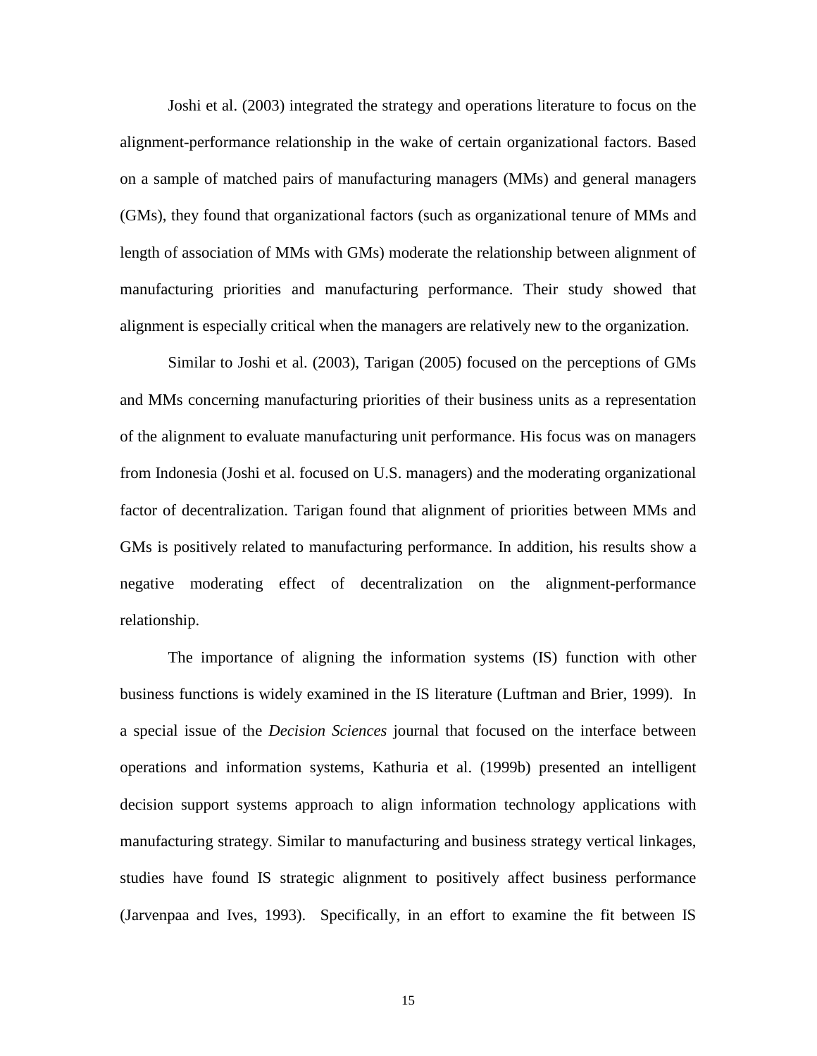Joshi et al. (2003) integrated the strategy and operations literature to focus on the alignment-performance relationship in the wake of certain organizational factors. Based on a sample of matched pairs of manufacturing managers (MMs) and general managers (GMs), they found that organizational factors (such as organizational tenure of MMs and length of association of MMs with GMs) moderate the relationship between alignment of manufacturing priorities and manufacturing performance. Their study showed that alignment is especially critical when the managers are relatively new to the organization.

Similar to Joshi et al. (2003), Tarigan (2005) focused on the perceptions of GMs and MMs concerning manufacturing priorities of their business units as a representation of the alignment to evaluate manufacturing unit performance. His focus was on managers from Indonesia (Joshi et al. focused on U.S. managers) and the moderating organizational factor of decentralization. Tarigan found that alignment of priorities between MMs and GMs is positively related to manufacturing performance. In addition, his results show a negative moderating effect of decentralization on the alignment-performance relationship.

The importance of aligning the information systems (IS) function with other business functions is widely examined in the IS literature (Luftman and Brier, 1999). In a special issue of the *Decision Sciences* journal that focused on the interface between operations and information systems, Kathuria et al. (1999b) presented an intelligent decision support systems approach to align information technology applications with manufacturing strategy. Similar to manufacturing and business strategy vertical linkages, studies have found IS strategic alignment to positively affect business performance (Jarvenpaa and Ives, 1993). Specifically, in an effort to examine the fit between IS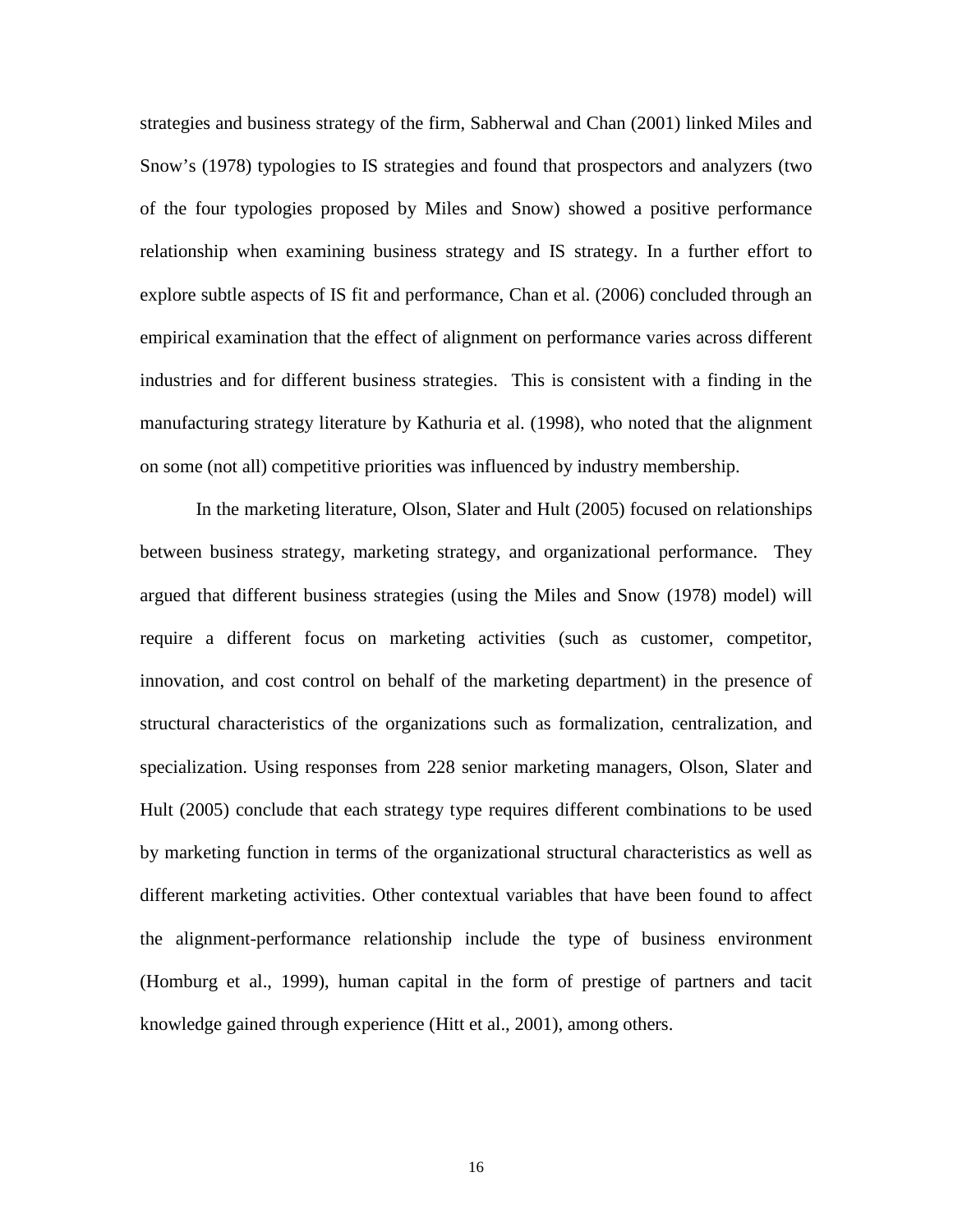strategies and business strategy of the firm, Sabherwal and Chan (2001) linked Miles and Snow's (1978) typologies to IS strategies and found that prospectors and analyzers (two of the four typologies proposed by Miles and Snow) showed a positive performance relationship when examining business strategy and IS strategy. In a further effort to explore subtle aspects of IS fit and performance, Chan et al. (2006) concluded through an empirical examination that the effect of alignment on performance varies across different industries and for different business strategies. This is consistent with a finding in the manufacturing strategy literature by Kathuria et al. (1998), who noted that the alignment on some (not all) competitive priorities was influenced by industry membership.

In the marketing literature, Olson, Slater and Hult (2005) focused on relationships between business strategy, marketing strategy, and organizational performance. They argued that different business strategies (using the Miles and Snow (1978) model) will require a different focus on marketing activities (such as customer, competitor, innovation, and cost control on behalf of the marketing department) in the presence of structural characteristics of the organizations such as formalization, centralization, and specialization. Using responses from 228 senior marketing managers, Olson, Slater and Hult (2005) conclude that each strategy type requires different combinations to be used by marketing function in terms of the organizational structural characteristics as well as different marketing activities. Other contextual variables that have been found to affect the alignment-performance relationship include the type of business environment (Homburg et al., 1999), human capital in the form of prestige of partners and tacit knowledge gained through experience (Hitt et al., 2001), among others.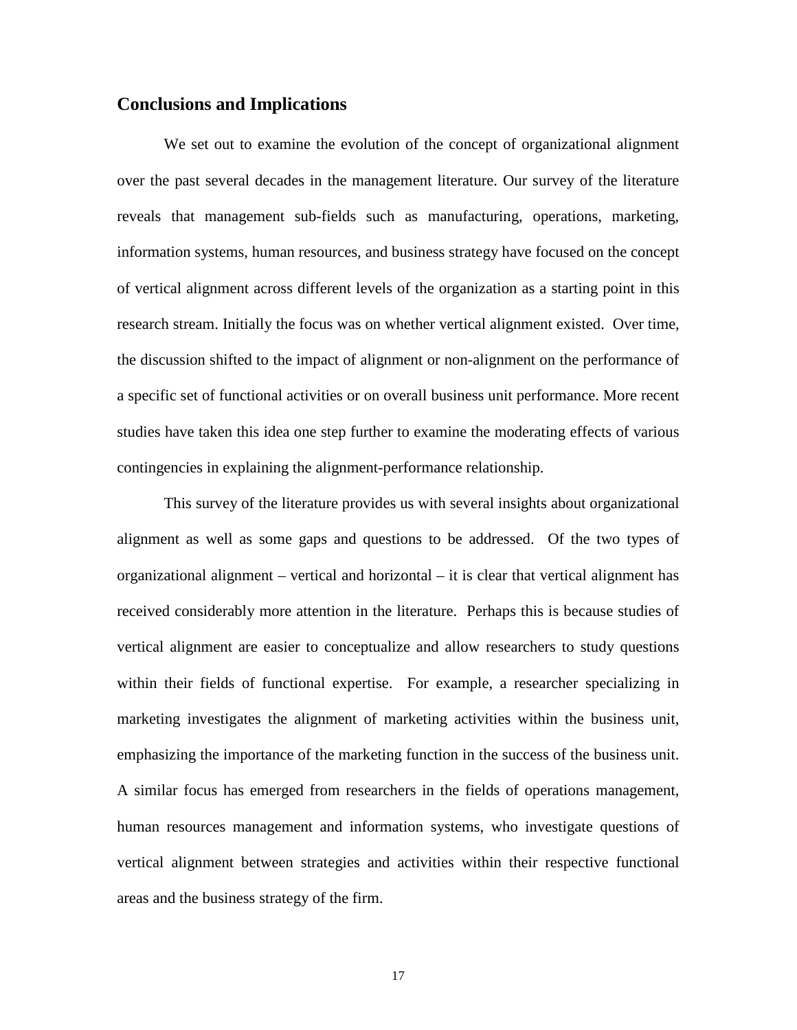## Conclusions and Implications

We set out to examine the evolution of the concept of organizational alignment over the past several decades in the management literature. Our survey of the literature reveals that management sub-fields such as manufacturing, operations, marketing, information systems, human resources, and business strategy have focused on the concept of vertical alignment across different levels of the organization as a starting point in this research stream. Initially the focus was on whether vertical alignment existed. Over time, the discussion shifted to the impact of alignment or non-alignment on the performance of a specific set of functional activities or on overall business unit performance. More recent studies have taken this idea one step further to examine the moderating effects of various contingencies in explaining the alignment-performance relationship.

This survey of the literature provides us with several insights about organizational alignment as well as some gaps and questions to be addressed. Of the two types of organizational alignment – vertical and horizontal – it is clear that vertical alignment has received considerably more attention in the literature. Perhaps this is because studies of vertical alignment are easier to conceptualize and allow researchers to study questions within their fields of functional expertise. For example, a researcher specializing in marketing investigates the alignment of marketing activities within the business unit, emphasizing the importance of the marketing function in the success of the business unit. A similar focus has emerged from researchers in the fields of operations management, human resources management and information systems, who investigate questions of vertical alignment between strategies and activities within their respective functional areas and the business strategy of the firm.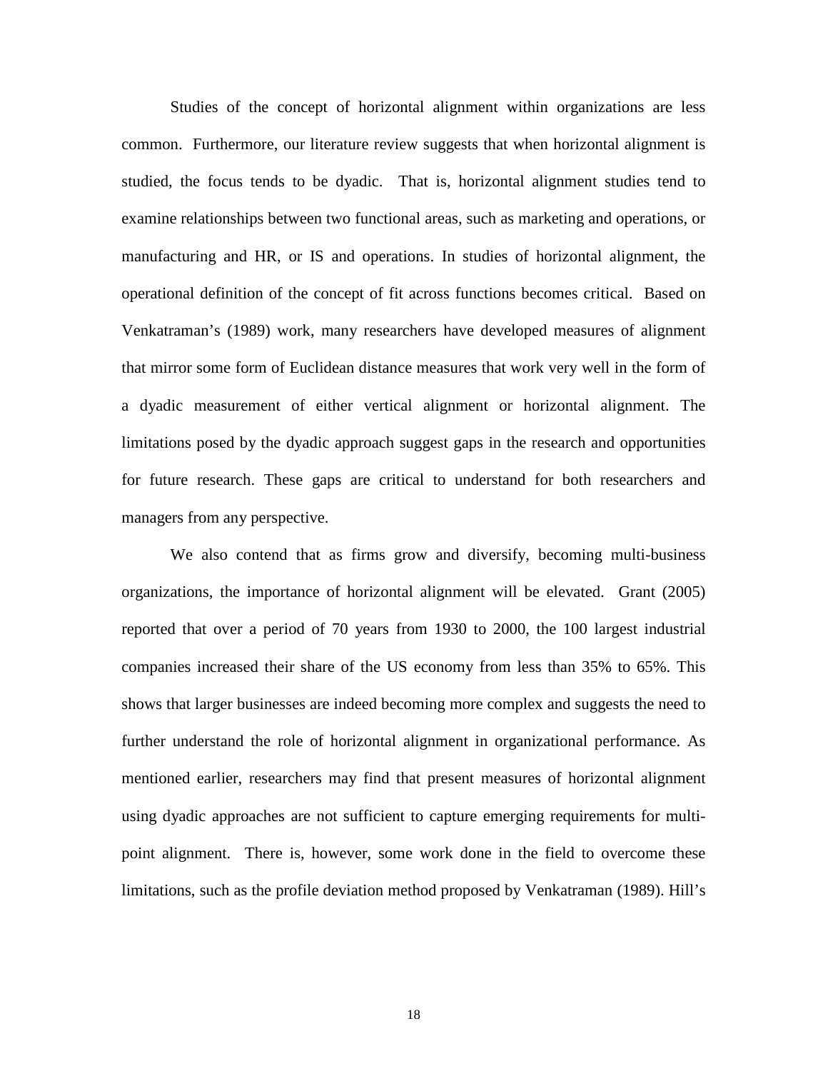Studies of the concept of horizontal alignment within organizations are less common. Furthermore, our literature review suggests that when horizontal alignment is studied, the focus tends to be dyadic. That is, horizontal alignment studies tend to examine relationships between two functional areas, such as marketing and operations, or manufacturing and HR, or IS and operations. In studies of horizontal alignment, the operational definition of the concept of fit across functions becomes critical. Based on Venkatraman's (1989) work, many researchers have developed measures of alignment that mirror some form of Euclidean distance measures that work very well in the form of a dyadic measurement of either vertical alignment or horizontal alignment. The limitations posed by the dyadic approach suggest gaps in the research and opportunities for future research. These gaps are critical to understand for both researchers and managers from any perspective.

We also contend that as firms grow and diversify, becoming multi-business organizations, the importance of horizontal alignment will be elevated. Grant (2005) reported that over a period of 70 years from 1930 to 2000, the 100 largest industrial companies increased their share of the US economy from less than 35% to 65%. This shows that larger businesses are indeed becoming more complex and suggests the need to further understand the role of horizontal alignment in organizational performance. As mentioned earlier, researchers may find that present measures of horizontal alignment using dyadic approaches are not sufficient to capture emerging requirements for multi-point alignment. There is, however, some work done in the field to overcome these limitations, such as the profile deviation method proposed by Venkatraman (1989). Hill's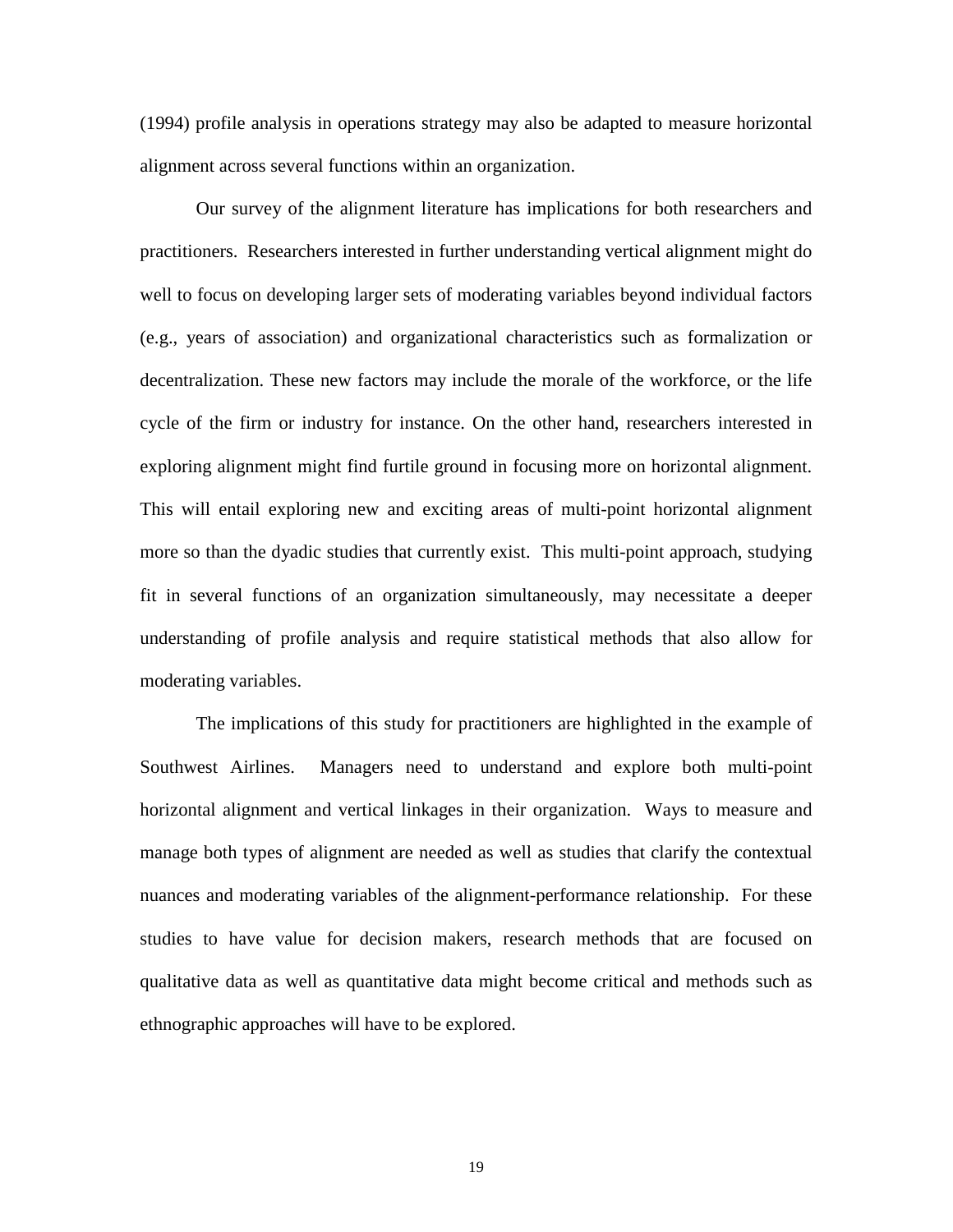(1994) profile analysis in operations strategy may also be adapted to measure horizontal alignment across several functions within an organization.

Our survey of the alignment literature has implications for both researchers and practitioners. Researchers interested in further understanding vertical alignment might do well to focus on developing larger sets of moderating variables beyond individual factors (e.g., years of association) and organizational characteristics such as formalization or decentralization. These new factors may include the morale of the workforce, or the life cycle of the firm or industry for instance. On the other hand, researchers interested in exploring alignment might find furtile ground in focusing more on horizontal alignment. This will entail exploring new and exciting areas of multi-point horizontal alignment more so than the dyadic studies that currently exist. This multi-point approach, studying fit in several functions of an organization simultaneously, may necessitate a deeper understanding of profile analysis and require statistical methods that also allow for moderating variables.

The implications of this study for practitioners are highlighted in the example of Southwest Airlines. Managers need to understand and explore both multi-point horizontal alignment and vertical linkages in their organization. Ways to measure and manage both types of alignment are needed as well as studies that clarify the contextual nuances and moderating variables of the alignment-performance relationship. For these studies to have value for decision makers, research methods that are focused on qualitative data as well as quantitative data might become critical and methods such as ethnographic approaches will have to be explored.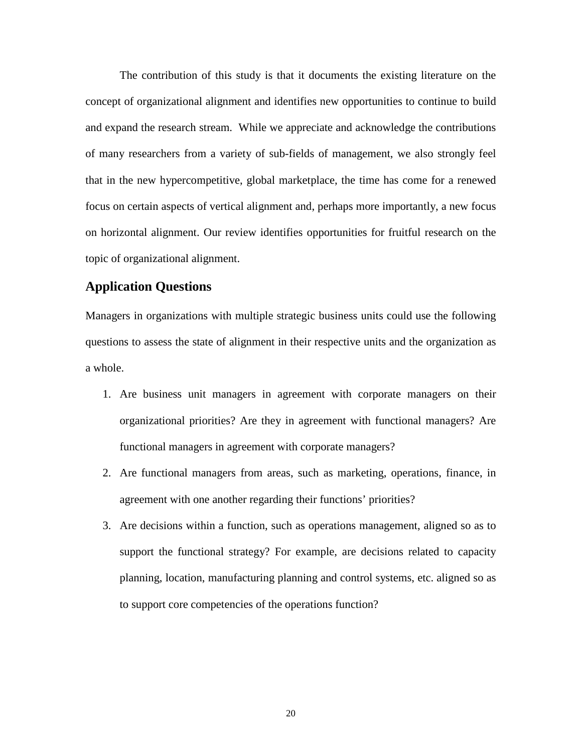The contribution of this study is that it documents the existing literature on the concept of organizational alignment and identifies new opportunities to continue to build and expand the research stream. While we appreciate and acknowledge the contributions of many researchers from a variety of sub-fields of management, we also strongly feel that in the new hypercompetitive, global marketplace, the time has come for a renewed focus on certain aspects of vertical alignment and, perhaps more importantly, a new focus on horizontal alignment. Our review identifies opportunities for fruitful research on the topic of organizational alignment.

## Application Questions

Managers in organizations with multiple strategic business units could use the following questions to assess the state of alignment in their respective units and the organization as a whole.

1. Are business unit managers in agreement with corporate managers on their organizational priorities? Are they in agreement with functional managers? Are functional managers in agreement with corporate managers?
2. Are functional managers from areas, such as marketing, operations, finance, in agreement with one another regarding their functions' priorities?
3. Are decisions within a function, such as operations management, aligned so as to support the functional strategy? For example, are decisions related to capacity planning, location, manufacturing planning and control systems, etc. aligned so as to support core competencies of the operations function?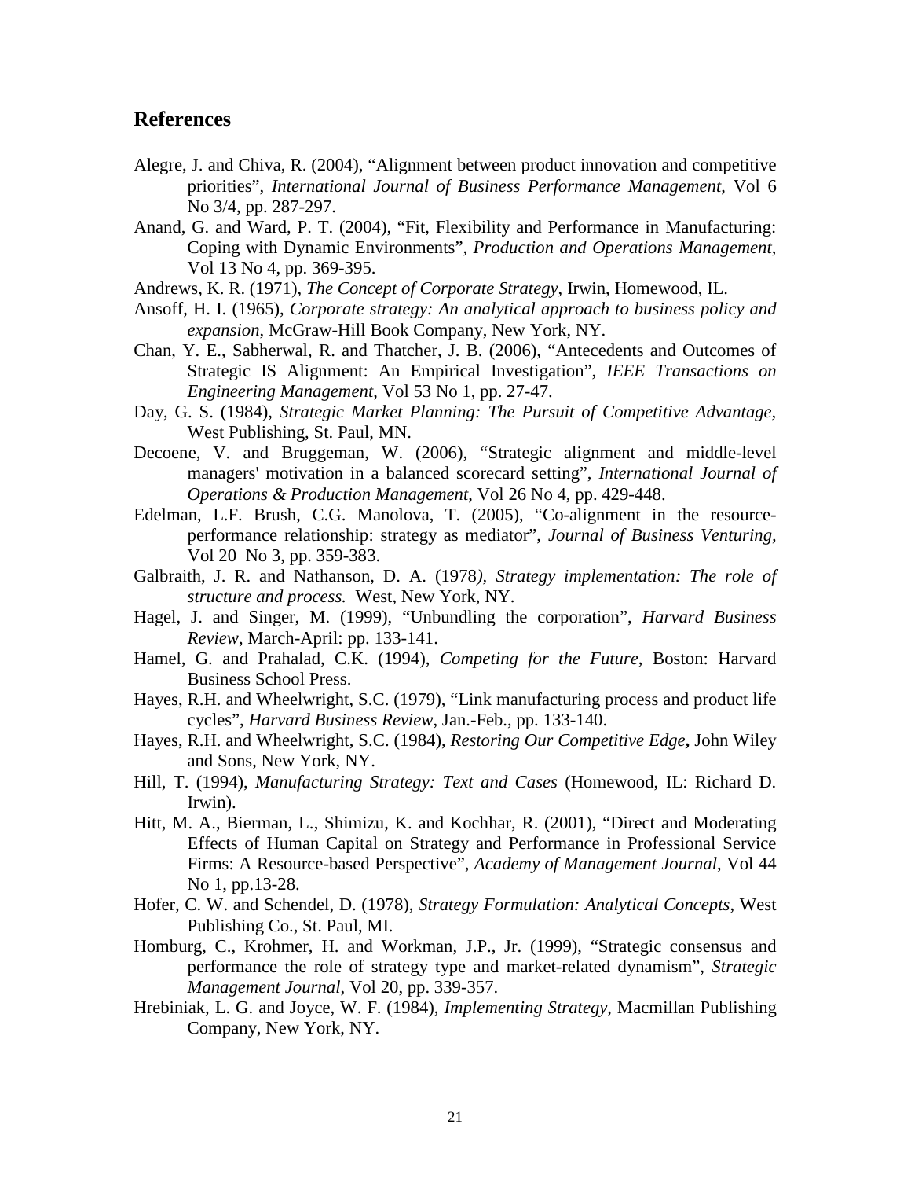## References

Alegre, J. and Chiva, R. (2004), "Alignment between product innovation and competitive priorities", *International Journal of Business Performance Management*, Vol 6 No 3/4, pp. 287-297.

Anand, G. and Ward, P. T. (2004), "Fit, Flexibility and Performance in Manufacturing: Coping with Dynamic Environments", *Production and Operations Management*, Vol 13 No 4, pp. 369-395.

Andrews, K. R. (1971), *The Concept of Corporate Strategy*, Irwin, Homewood, IL.

Ansoff, H. I. (1965), *Corporate strategy: An analytical approach to business policy and expansion*, McGraw-Hill Book Company, New York, NY.

Chan, Y. E., Sabherwal, R. and Thatcher, J. B. (2006), "Antecedents and Outcomes of Strategic IS Alignment: An Empirical Investigation", *IEEE Transactions on Engineering Management*, Vol 53 No 1, pp. 27-47.

Day, G. S. (1984), *Strategic Market Planning: The Pursuit of Competitive Advantage*, West Publishing, St. Paul, MN.

Decoene, V. and Bruggeman, W. (2006), "Strategic alignment and middle-level managers' motivation in a balanced scorecard setting", *International Journal of Operations & Production Management*, Vol 26 No 4, pp. 429-448.

Edelman, L.F. Brush, C.G. Manolova, T. (2005), "Co-alignment in the resource-performance relationship: strategy as mediator", *Journal of Business Venturing*, Vol 20 No 3, pp. 359-383.

Galbraith, J. R. and Nathanson, D. A. (1978), *Strategy implementation: The role of structure and process.* West, New York, NY.

Hagel, J. and Singer, M. (1999), "Unbundling the corporation", *Harvard Business Review*, March-April: pp. 133-141.

Hamel, G. and Prahalad, C.K. (1994), *Competing for the Future*, Boston: Harvard Business School Press.

Hayes, R.H. and Wheelwright, S.C. (1979), "Link manufacturing process and product life cycles", *Harvard Business Review*, Jan.-Feb., pp. 133-140.

Hayes, R.H. and Wheelwright, S.C. (1984), *Restoring Our Competitive Edge***,** John Wiley and Sons, New York, NY.

Hill, T. (1994), *Manufacturing Strategy: Text and Cases* (Homewood, IL: Richard D. Irwin).

Hitt, M. A., Bierman, L., Shimizu, K. and Kochhar, R. (2001), "Direct and Moderating Effects of Human Capital on Strategy and Performance in Professional Service Firms: A Resource-based Perspective", *Academy of Management Journal*, Vol 44 No 1, pp.13-28.

Hofer, C. W. and Schendel, D. (1978), *Strategy Formulation: Analytical Concepts*, West Publishing Co., St. Paul, MI.

Homburg, C., Krohmer, H. and Workman, J.P., Jr. (1999), "Strategic consensus and performance the role of strategy type and market-related dynamism", *Strategic Management Journal*, Vol 20, pp. 339-357.

Hrebiniak, L. G. and Joyce, W. F. (1984), *Implementing Strategy*, Macmillan Publishing Company, New York, NY.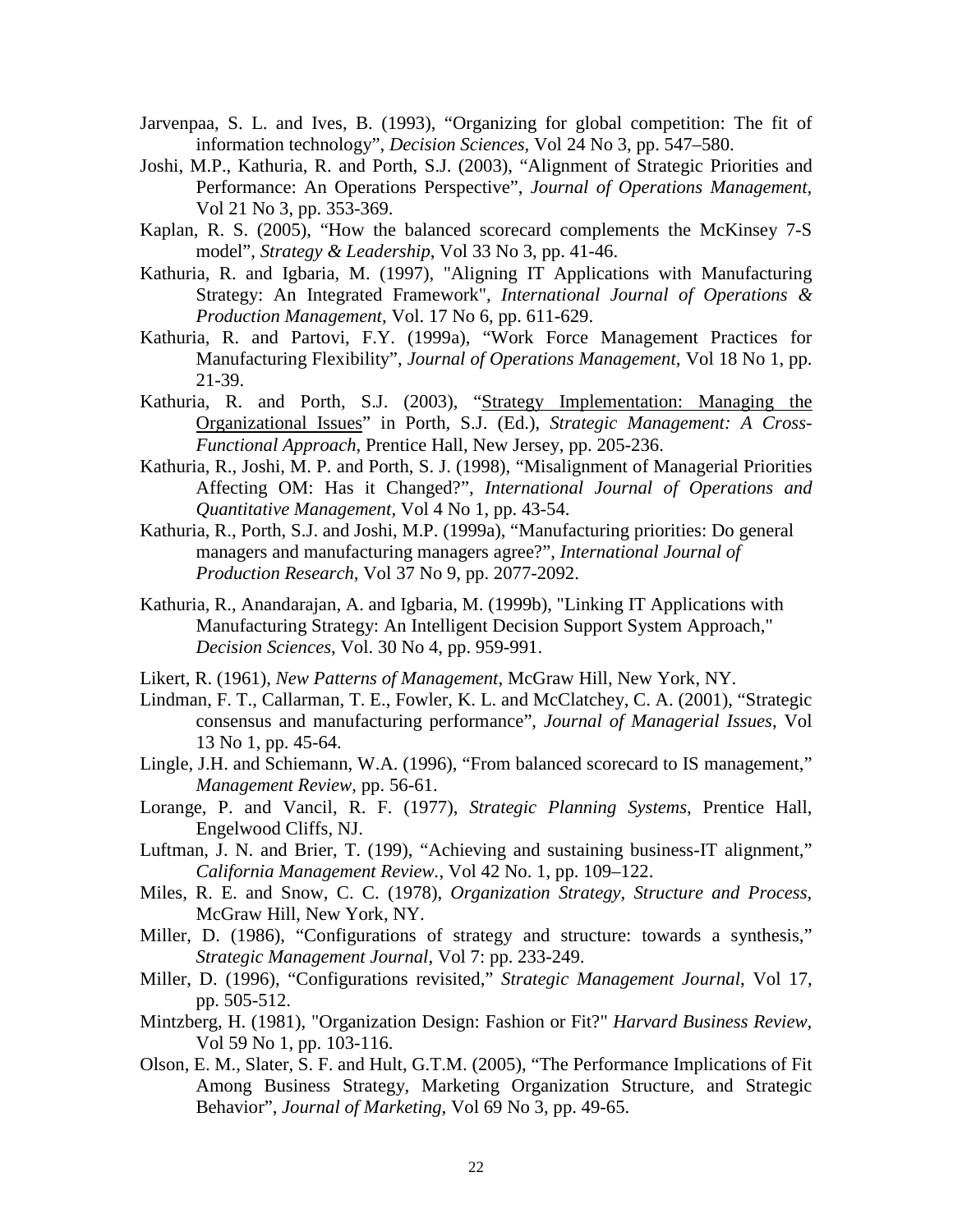Jarvenpaa, S. L. and Ives, B. (1993), "Organizing for global competition: The fit of information technology", *Decision Sciences*, Vol 24 No 3, pp. 547–580.

Joshi, M.P., Kathuria, R. and Porth, S.J. (2003), "Alignment of Strategic Priorities and Performance: An Operations Perspective", *Journal of Operations Management*, Vol 21 No 3, pp. 353-369.

Kaplan, R. S. (2005), "How the balanced scorecard complements the McKinsey 7-S model", *Strategy & Leadership*, Vol 33 No 3, pp. 41-46.

Kathuria, R. and Igbaria, M. (1997), "Aligning IT Applications with Manufacturing Strategy: An Integrated Framework", *International Journal of Operations & Production Management*, Vol. 17 No 6, pp. 611-629.

Kathuria, R. and Partovi, F.Y. (1999a), "Work Force Management Practices for Manufacturing Flexibility", *Journal of Operations Management*, Vol 18 No 1, pp. 21-39.

Kathuria, R. and Porth, S.J. (2003), "<u>Strategy Implementation: Managing the Organizational Issues</u>" in Porth, S.J. (Ed.), *Strategic Management: A Cross-Functional Approach*, Prentice Hall, New Jersey, pp. 205-236.

Kathuria, R., Joshi, M. P. and Porth, S. J. (1998), "Misalignment of Managerial Priorities Affecting OM: Has it Changed?", *International Journal of Operations and Quantitative Management*, Vol 4 No 1, pp. 43-54.

Kathuria, R., Porth, S.J. and Joshi, M.P. (1999a), "Manufacturing priorities: Do general managers and manufacturing managers agree?", *International Journal of Production Research*, Vol 37 No 9, pp. 2077-2092.

Kathuria, R., Anandarajan, A. and Igbaria, M. (1999b), "Linking IT Applications with Manufacturing Strategy: An Intelligent Decision Support System Approach," *Decision Sciences*, Vol. 30 No 4, pp. 959-991.

Likert, R. (1961), *New Patterns of Management*, McGraw Hill, New York, NY.

Lindman, F. T., Callarman, T. E., Fowler, K. L. and McClatchey, C. A. (2001), "Strategic consensus and manufacturing performance", *Journal of Managerial Issues*, Vol 13 No 1, pp. 45-64.

Lingle, J.H. and Schiemann, W.A. (1996), "From balanced scorecard to IS management," *Management Review*, pp. 56-61.

Lorange, P. and Vancil, R. F. (1977), *Strategic Planning Systems*, Prentice Hall, Engelwood Cliffs, NJ.

Luftman, J. N. and Brier, T. (199), "Achieving and sustaining business-IT alignment," *California Management Review.*, Vol 42 No. 1, pp. 109–122.

Miles, R. E. and Snow, C. C. (1978), *Organization Strategy, Structure and Process*, McGraw Hill, New York, NY.

Miller, D. (1986), "Configurations of strategy and structure: towards a synthesis," *Strategic Management Journal*, Vol 7: pp. 233-249.

Miller, D. (1996), "Configurations revisited," *Strategic Management Journal*, Vol 17, pp. 505-512.

Mintzberg, H. (1981), "Organization Design: Fashion or Fit?" *Harvard Business Review*, Vol 59 No 1, pp. 103-116.

Olson, E. M., Slater, S. F. and Hult, G.T.M. (2005), "The Performance Implications of Fit Among Business Strategy, Marketing Organization Structure, and Strategic Behavior", *Journal of Marketing*, Vol 69 No 3, pp. 49-65.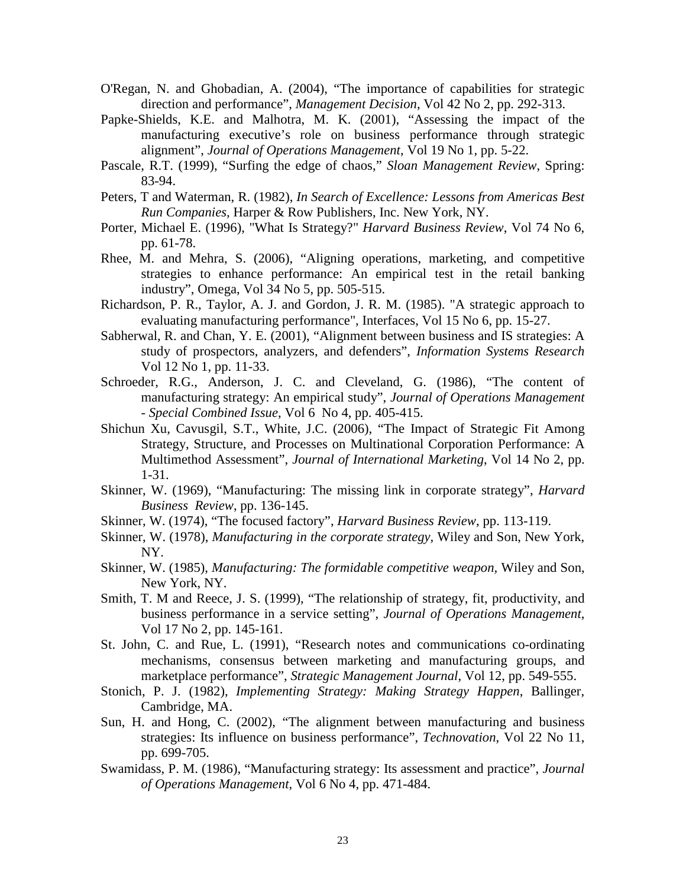O'Regan, N. and Ghobadian, A. (2004), "The importance of capabilities for strategic direction and performance", *Management Decision*, Vol 42 No 2, pp. 292-313.

Papke-Shields, K.E. and Malhotra, M. K. (2001), "Assessing the impact of the manufacturing executive's role on business performance through strategic alignment", *Journal of Operations Management*, Vol 19 No 1, pp. 5-22.

Pascale, R.T. (1999), "Surfing the edge of chaos," *Sloan Management Review*, Spring: 83-94.

Peters, T and Waterman, R. (1982), *In Search of Excellence: Lessons from Americas Best Run Companies*, Harper & Row Publishers, Inc. New York, NY.

Porter, Michael E. (1996), "What Is Strategy?" *Harvard Business Review*, Vol 74 No 6, pp. 61-78.

Rhee, M. and Mehra, S. (2006), "Aligning operations, marketing, and competitive strategies to enhance performance: An empirical test in the retail banking industry", Omega, Vol 34 No 5, pp. 505-515.

Richardson, P. R., Taylor, A. J. and Gordon, J. R. M. (1985). "A strategic approach to evaluating manufacturing performance", Interfaces, Vol 15 No 6, pp. 15-27.

Sabherwal, R. and Chan, Y. E. (2001), "Alignment between business and IS strategies: A study of prospectors, analyzers, and defenders", *Information Systems Research* Vol 12 No 1, pp. 11-33.

Schroeder, R.G., Anderson, J. C. and Cleveland, G. (1986), "The content of manufacturing strategy: An empirical study", *Journal of Operations Management - Special Combined Issue*, Vol 6 No 4, pp. 405-415.

Shichun Xu, Cavusgil, S.T., White, J.C. (2006), "The Impact of Strategic Fit Among Strategy, Structure, and Processes on Multinational Corporation Performance: A Multimethod Assessment", *Journal of International Marketing*, Vol 14 No 2, pp. 1-31.

Skinner, W. (1969), "Manufacturing: The missing link in corporate strategy", *Harvard Business Review*, pp. 136-145.

Skinner, W. (1974), "The focused factory", *Harvard Business Review*, pp. 113-119.

Skinner, W. (1978), *Manufacturing in the corporate strategy*, Wiley and Son, New York, NY.

Skinner, W. (1985), *Manufacturing: The formidable competitive weapon*, Wiley and Son, New York, NY.

Smith, T. M and Reece, J. S. (1999), "The relationship of strategy, fit, productivity, and business performance in a service setting", *Journal of Operations Management*, Vol 17 No 2, pp. 145-161.

St. John, C. and Rue, L. (1991), "Research notes and communications co-ordinating mechanisms, consensus between marketing and manufacturing groups, and marketplace performance", *Strategic Management Journal*, Vol 12, pp. 549-555.

Stonich, P. J. (1982), *Implementing Strategy: Making Strategy Happen*, Ballinger, Cambridge, MA.

Sun, H. and Hong, C. (2002), "The alignment between manufacturing and business strategies: Its influence on business performance", *Technovation*, Vol 22 No 11, pp. 699-705.

Swamidass, P. M. (1986), "Manufacturing strategy: Its assessment and practice", *Journal of Operations Management*, Vol 6 No 4, pp. 471-484.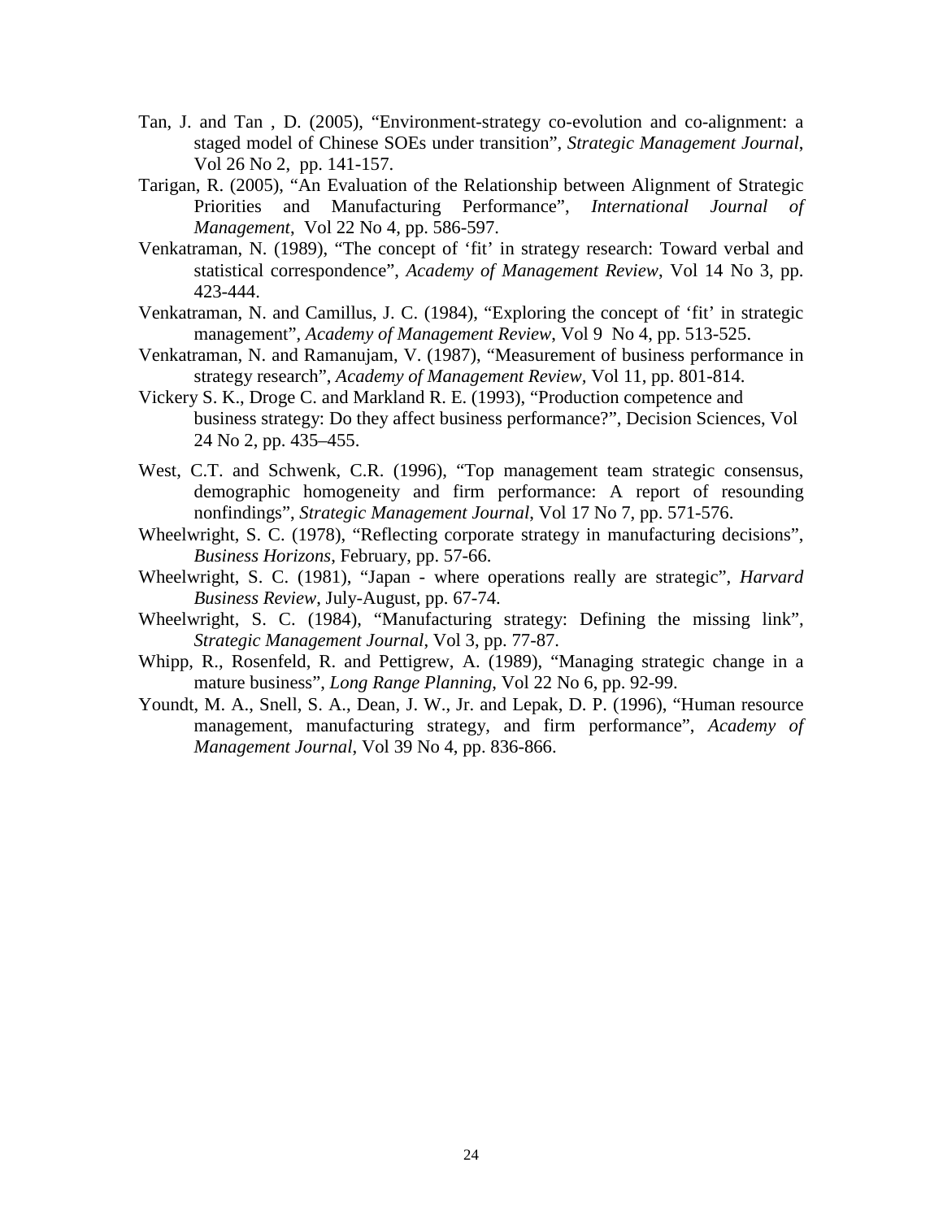Tan, J. and Tan , D. (2005), "Environment-strategy co-evolution and co-alignment: a staged model of Chinese SOEs under transition", *Strategic Management Journal*, Vol 26 No 2, pp. 141-157.

Tarigan, R. (2005), "An Evaluation of the Relationship between Alignment of Strategic Priorities and Manufacturing Performance", *International Journal of Management*, Vol 22 No 4, pp. 586-597.

Venkatraman, N. (1989), "The concept of 'fit' in strategy research: Toward verbal and statistical correspondence", *Academy of Management Review*, Vol 14 No 3, pp. 423-444.

Venkatraman, N. and Camillus, J. C. (1984), "Exploring the concept of 'fit' in strategic management", *Academy of Management Review*, Vol 9 No 4, pp. 513-525.

Venkatraman, N. and Ramanujam, V. (1987), "Measurement of business performance in strategy research", *Academy of Management Review*, Vol 11, pp. 801-814.

Vickery S. K., Droge C. and Markland R. E. (1993), "Production competence and business strategy: Do they affect business performance?", Decision Sciences, Vol 24 No 2, pp. 435–455.

West, C.T. and Schwenk, C.R. (1996), "Top management team strategic consensus, demographic homogeneity and firm performance: A report of resounding nonfindings", *Strategic Management Journal*, Vol 17 No 7, pp. 571-576.

Wheelwright, S. C. (1978), "Reflecting corporate strategy in manufacturing decisions", *Business Horizons*, February, pp. 57-66.

Wheelwright, S. C. (1981), "Japan - where operations really are strategic", *Harvard Business Review*, July-August, pp. 67-74.

Wheelwright, S. C. (1984), "Manufacturing strategy: Defining the missing link", *Strategic Management Journal*, Vol 3, pp. 77-87.

Whipp, R., Rosenfeld, R. and Pettigrew, A. (1989), "Managing strategic change in a mature business", *Long Range Planning*, Vol 22 No 6, pp. 92-99.

Youndt, M. A., Snell, S. A., Dean, J. W., Jr. and Lepak, D. P. (1996), "Human resource management, manufacturing strategy, and firm performance", *Academy of Management Journal*, Vol 39 No 4, pp. 836-866.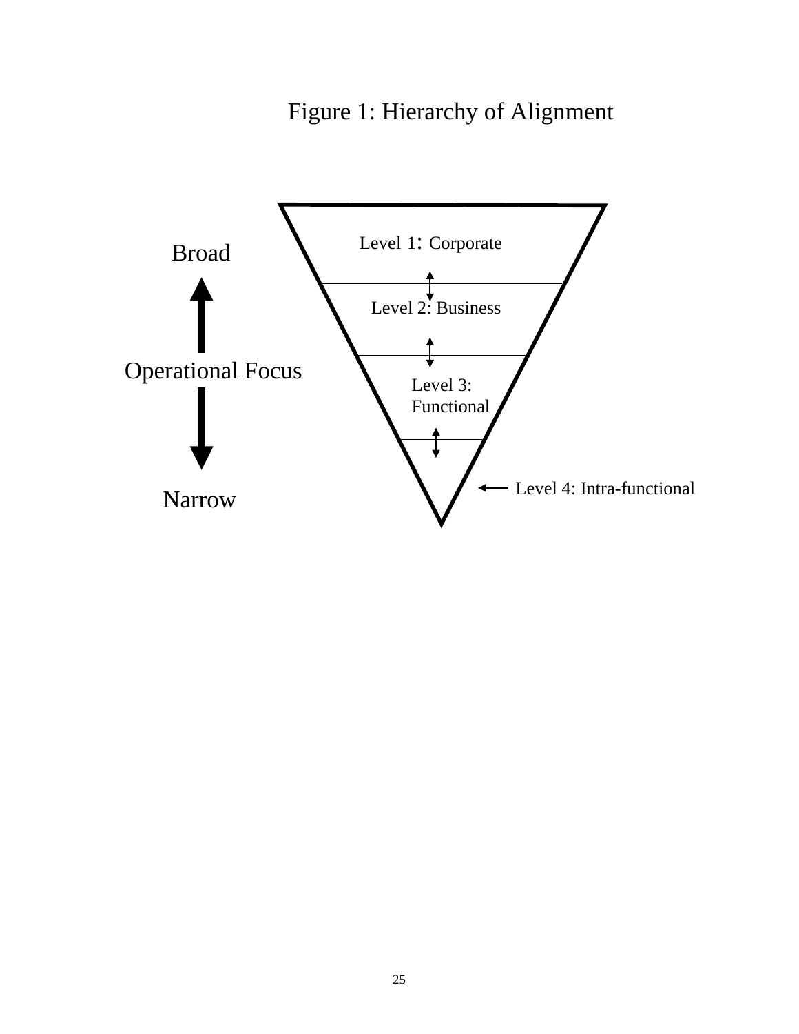Figure 1: Hierarchy of Alignment

Broad

Operational Focus

Narrow

Level 1: Corporate

Level 2: Business

Level 3: Functional

Level 4: Intra-functional